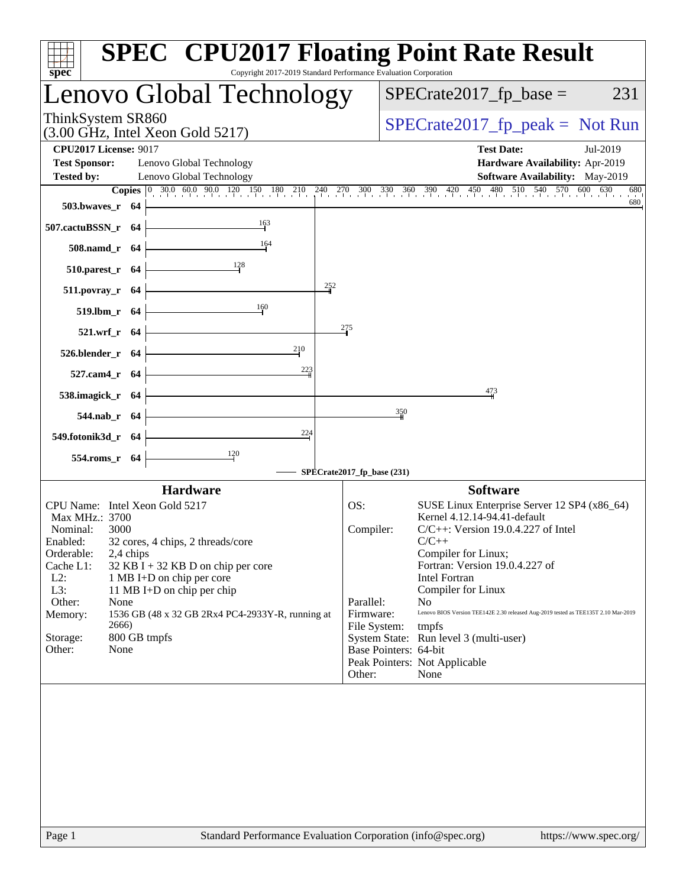# SPEC CPU2017 Floating Point Rate Result

Copyright 2017-2019 Standard Performance Evaluation Corporation

## Lenovo Global Technology

ThinkSystem SR860
(3.00 GHz, Intel Xeon Gold 5217)

SPECrate2017_fp_base = 231

SPECrate2017_fp_peak = Not Run

**CPU2017 License:** 9017
**Test Sponsor:** Lenovo Global Technology
**Tested by:** Lenovo Global Technology

**Test Date:** Jul-2019
**Hardware Availability:** Apr-2019
**Software Availability:** May-2019

| Benchmark | Copies | Score |
|---|---|---|
| 503.bwaves_r | 64 | 680 |
| 507.cactuBSSN_r | 64 | 163 |
| 508.namd_r | 64 | 164 |
| 510.parest_r | 64 | 128 |
| 511.povray_r | 64 | 252 |
| 519.lbm_r | 64 | 160 |
| 521.wrf_r | 64 | 275 |
| 526.blender_r | 64 | 210 |
| 527.cam4_r | 64 | 223 |
| 538.imagick_r | 64 | 473 |
| 544.nab_r | 64 | 350 |
| 549.fotonik3d_r | 64 | 224 |
| 554.roms_r | 64 | 120 |

SPECrate2017_fp_base (231)

### Hardware

| | |
|---|---|
| CPU Name: | Intel Xeon Gold 5217 |
| Max MHz.: | 3700 |
| Nominal: | 3000 |
| Enabled: | 32 cores, 4 chips, 2 threads/core |
| Orderable: | 2,4 chips |
| Cache L1: | 32 KB I + 32 KB D on chip per core |
| L2: | 1 MB I+D on chip per core |
| L3: | 11 MB I+D on chip per chip |
| Other: | None |
| Memory: | 1536 GB (48 x 32 GB 2Rx4 PC4-2933Y-R, running at 2666) |
| Storage: | 800 GB tmpfs |
| Other: | None |

### Software

| | |
|---|---|
| OS: | SUSE Linux Enterprise Server 12 SP4 (x86_64) Kernel 4.12.14-94.41-default |
| Compiler: | C/C++: Version 19.0.4.227 of Intel C/C++ Compiler for Linux; Fortran: Version 19.0.4.227 of Intel Fortran Compiler for Linux |
| Parallel: | No |
| Firmware: | Lenovo BIOS Version TEE142E 2.30 released Aug-2019 tested as TEE135T 2.10 Mar-2019 |
| File System: | tmpfs |
| System State: | Run level 3 (multi-user) |
| Base Pointers: | 64-bit |
| Peak Pointers: | Not Applicable |
| Other: | None |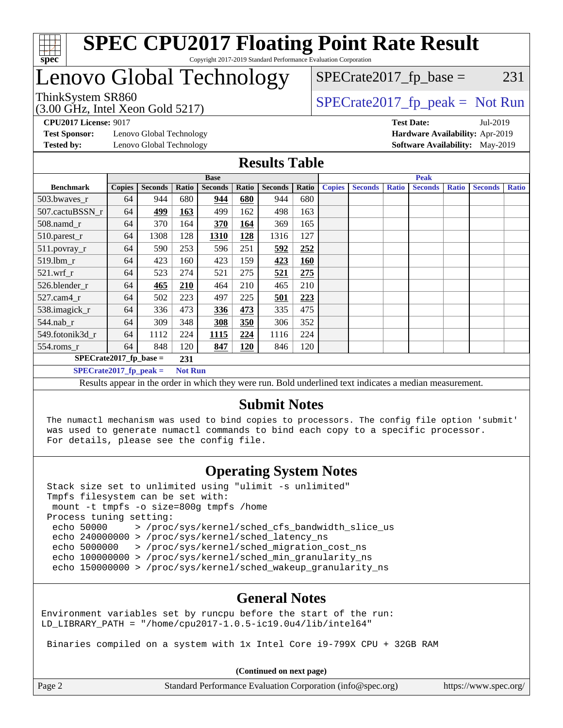# SPEC CPU2017 Floating Point Rate Result

Copyright 2017-2019 Standard Performance Evaluation Corporation

# Lenovo Global Technology

ThinkSystem SR860
(3.00 GHz, Intel Xeon Gold 5217)

SPECrate2017_fp_base = 231

SPECrate2017_fp_peak = Not Run

**CPU2017 License:** 9017
**Test Sponsor:** Lenovo Global Technology
**Tested by:** Lenovo Global Technology

**Test Date:** Jul-2019
**Hardware Availability:** Apr-2019
**Software Availability:** May-2019

## Results Table

| Benchmark | Base | | | | | | | Peak | | | | | | |
|---|---|---|---|---|---|---|---|---|---|---|---|---|---|---|
| | Copies | Seconds | Ratio | Seconds | Ratio | Seconds | Ratio | Copies | Seconds | Ratio | Seconds | Ratio | Seconds | Ratio |
| 503.bwaves_r | 64 | 944 | 680 | **944** | **680** | 944 | 680 | | | | | | | |
| 507.cactuBSSN_r | 64 | **499** | **163** | 499 | 162 | 498 | 163 | | | | | | | |
| 508.namd_r | 64 | 370 | 164 | **370** | **164** | 369 | 165 | | | | | | | |
| 510.parest_r | 64 | 1308 | 128 | **1310** | **128** | 1316 | 127 | | | | | | | |
| 511.povray_r | 64 | 590 | 253 | 596 | 251 | **592** | **252** | | | | | | | |
| 519.lbm_r | 64 | 423 | 160 | 423 | 159 | **423** | **160** | | | | | | | |
| 521.wrf_r | 64 | 523 | 274 | 521 | 275 | **521** | **275** | | | | | | | |
| 526.blender_r | 64 | **465** | **210** | 464 | 210 | 465 | 210 | | | | | | | |
| 527.cam4_r | 64 | 502 | 223 | 497 | 225 | **501** | **223** | | | | | | | |
| 538.imagick_r | 64 | 336 | 473 | **336** | **473** | 335 | 475 | | | | | | | |
| 544.nab_r | 64 | 309 | 348 | **308** | **350** | 306 | 352 | | | | | | | |
| 549.fotonik3d_r | 64 | 1112 | 224 | **1115** | **224** | 1116 | 224 | | | | | | | |
| 554.roms_r | 64 | 848 | 120 | **847** | **120** | 846 | 120 | | | | | | | |

**SPECrate2017_fp_base = 231**

**SPECrate2017_fp_peak = Not Run**

Results appear in the order in which they were run. Bold underlined text indicates a median measurement.

## Submit Notes

```
The numactl mechanism was used to bind copies to processors. The config file option 'submit'
was used to generate numactl commands to bind each copy to a specific processor.
For details, please see the config file.
```

## Operating System Notes

```
Stack size set to unlimited using "ulimit -s unlimited"
Tmpfs filesystem can be set with:
 mount -t tmpfs -o size=800g tmpfs /home
Process tuning setting:
 echo 50000     > /proc/sys/kernel/sched_cfs_bandwidth_slice_us
 echo 240000000 > /proc/sys/kernel/sched_latency_ns
 echo 5000000   > /proc/sys/kernel/sched_migration_cost_ns
 echo 100000000 > /proc/sys/kernel/sched_min_granularity_ns
 echo 150000000 > /proc/sys/kernel/sched_wakeup_granularity_ns
```

## General Notes

```
Environment variables set by runcpu before the start of the run:
LD_LIBRARY_PATH = "/home/cpu2017-1.0.5-ic19.0u4/lib/intel64"

 Binaries compiled on a system with 1x Intel Core i9-799X CPU + 32GB RAM
```

**(Continued on next page)**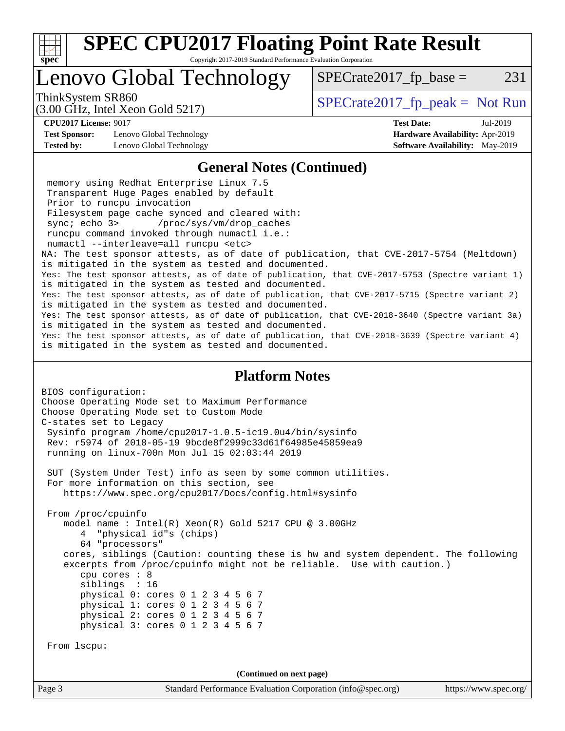# SPEC CPU2017 Floating Point Rate Result

Copyright 2017-2019 Standard Performance Evaluation Corporation

## Lenovo Global Technology

ThinkSystem SR860
(3.00 GHz, Intel Xeon Gold 5217)

SPECrate2017_fp_base = 231

SPECrate2017_fp_peak = Not Run

**CPU2017 License:** 9017
**Test Sponsor:** Lenovo Global Technology
**Tested by:** Lenovo Global Technology

**Test Date:** Jul-2019
**Hardware Availability:** Apr-2019
**Software Availability:** May-2019

### General Notes (Continued)

```
 memory using Redhat Enterprise Linux 7.5
 Transparent Huge Pages enabled by default
 Prior to runcpu invocation
 Filesystem page cache synced and cleared with:
 sync; echo 3>       /proc/sys/vm/drop_caches
 runcpu command invoked through numactl i.e.:
 numactl --interleave=all runcpu <etc>
NA: The test sponsor attests, as of date of publication, that CVE-2017-5754 (Meltdown)
is mitigated in the system as tested and documented.
Yes: The test sponsor attests, as of date of publication, that CVE-2017-5753 (Spectre variant 1)
is mitigated in the system as tested and documented.
Yes: The test sponsor attests, as of date of publication, that CVE-2017-5715 (Spectre variant 2)
is mitigated in the system as tested and documented.
Yes: The test sponsor attests, as of date of publication, that CVE-2018-3640 (Spectre variant 3a)
is mitigated in the system as tested and documented.
Yes: The test sponsor attests, as of date of publication, that CVE-2018-3639 (Spectre variant 4)
is mitigated in the system as tested and documented.
```

### Platform Notes

```
BIOS configuration:
Choose Operating Mode set to Maximum Performance
Choose Operating Mode set to Custom Mode
C-states set to Legacy
 Sysinfo program /home/cpu2017-1.0.5-ic19.0u4/bin/sysinfo
 Rev: r5974 of 2018-05-19 9bcde8f2999c33d61f64985e45859ea9
 running on linux-700n Mon Jul 15 02:03:44 2019

 SUT (System Under Test) info as seen by some common utilities.
 For more information on this section, see
    https://www.spec.org/cpu2017/Docs/config.html#sysinfo

 From /proc/cpuinfo
    model name : Intel(R) Xeon(R) Gold 5217 CPU @ 3.00GHz
       4  "physical id"s (chips)
       64 "processors"
    cores, siblings (Caution: counting these is hw and system dependent. The following
    excerpts from /proc/cpuinfo might not be reliable.  Use with caution.)
       cpu cores : 8
       siblings  : 16
       physical 0: cores 0 1 2 3 4 5 6 7
       physical 1: cores 0 1 2 3 4 5 6 7
       physical 2: cores 0 1 2 3 4 5 6 7
       physical 3: cores 0 1 2 3 4 5 6 7

 From lscpu:
```

(Continued on next page)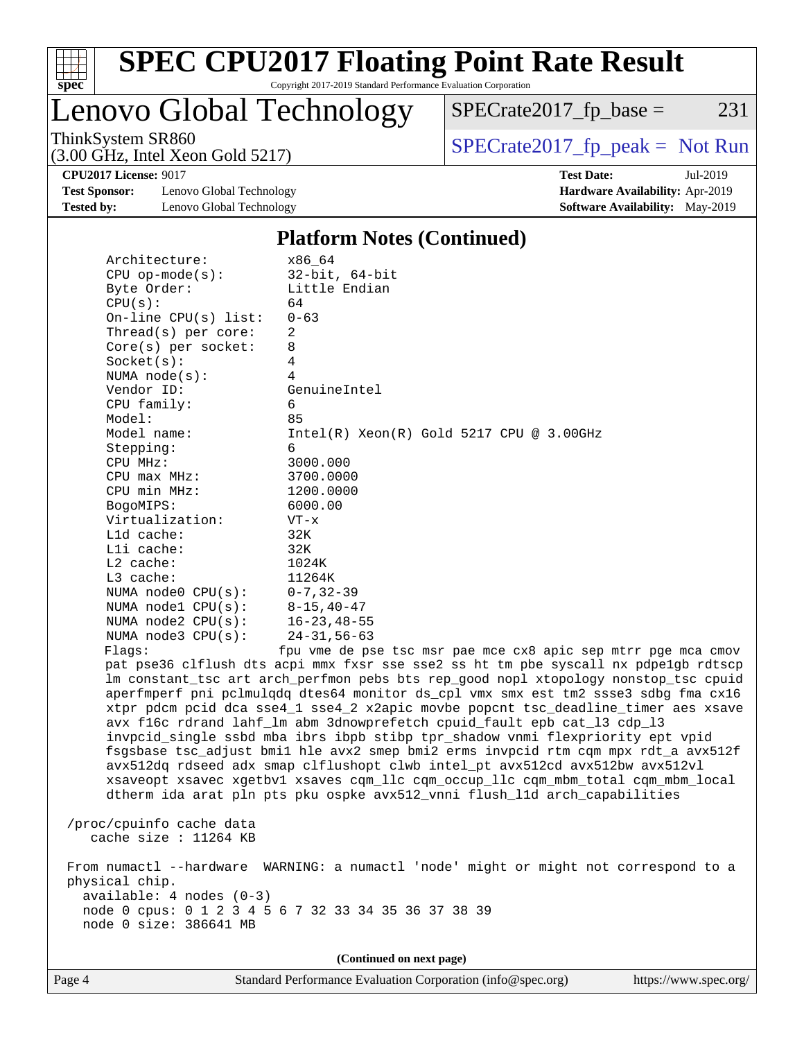# SPEC CPU2017 Floating Point Rate Result

Copyright 2017-2019 Standard Performance Evaluation Corporation

## Lenovo Global Technology

ThinkSystem SR860
(3.00 GHz, Intel Xeon Gold 5217)

SPECrate2017_fp_base = 231

SPECrate2017_fp_peak = Not Run

**CPU2017 License:** 9017
**Test Sponsor:** Lenovo Global Technology
**Tested by:** Lenovo Global Technology

**Test Date:** Jul-2019
**Hardware Availability:** Apr-2019
**Software Availability:** May-2019

### Platform Notes (Continued)

```
     Architecture:          x86_64
     CPU op-mode(s):        32-bit, 64-bit
     Byte Order:            Little Endian
     CPU(s):                64
     On-line CPU(s) list:   0-63
     Thread(s) per core:    2
     Core(s) per socket:    8
     Socket(s):             4
     NUMA node(s):          4
     Vendor ID:             GenuineIntel
     CPU family:            6
     Model:                 85
     Model name:            Intel(R) Xeon(R) Gold 5217 CPU @ 3.00GHz
     Stepping:              6
     CPU MHz:               3000.000
     CPU max MHz:           3700.0000
     CPU min MHz:           1200.0000
     BogoMIPS:              6000.00
     Virtualization:        VT-x
     L1d cache:             32K
     L1i cache:             32K
     L2 cache:              1024K
     L3 cache:              11264K
     NUMA node0 CPU(s):     0-7,32-39
     NUMA node1 CPU(s):     8-15,40-47
     NUMA node2 CPU(s):     16-23,48-55
     NUMA node3 CPU(s):     24-31,56-63
     Flags:                 fpu vme de pse tsc msr pae mce cx8 apic sep mtrr pge mca cmov
     pat pse36 clflush dts acpi mmx fxsr sse sse2 ss ht tm pbe syscall nx pdpe1gb rdtscp
     lm constant_tsc art arch_perfmon pebs bts rep_good nopl xtopology nonstop_tsc cpuid
     aperfmperf pni pclmulqdq dtes64 monitor ds_cpl vmx smx est tm2 ssse3 sdbg fma cx16
     xtpr pdcm pcid dca sse4_1 sse4_2 x2apic movbe popcnt tsc_deadline_timer aes xsave
     avx f16c rdrand lahf_lm abm 3dnowprefetch cpuid_fault epb cat_l3 cdp_l3
     invpcid_single ssbd mba ibrs ibpb stibp tpr_shadow vnmi flexpriority ept vpid
     fsgsbase tsc_adjust bmi1 hle avx2 smep bmi2 erms invpcid rtm cqm mpx rdt_a avx512f
     avx512dq rdseed adx smap clflushopt clwb intel_pt avx512cd avx512bw avx512vl
     xsaveopt xsavec xgetbv1 xsaves cqm_llc cqm_occup_llc cqm_mbm_total cqm_mbm_local
     dtherm ida arat pln pts pku ospke avx512_vnni flush_l1d arch_capabilities

 /proc/cpuinfo cache data
    cache size : 11264 KB

 From numactl --hardware  WARNING: a numactl 'node' might or might not correspond to a
 physical chip.
   available: 4 nodes (0-3)
   node 0 cpus: 0 1 2 3 4 5 6 7 32 33 34 35 36 37 38 39
   node 0 size: 386641 MB
```

(Continued on next page)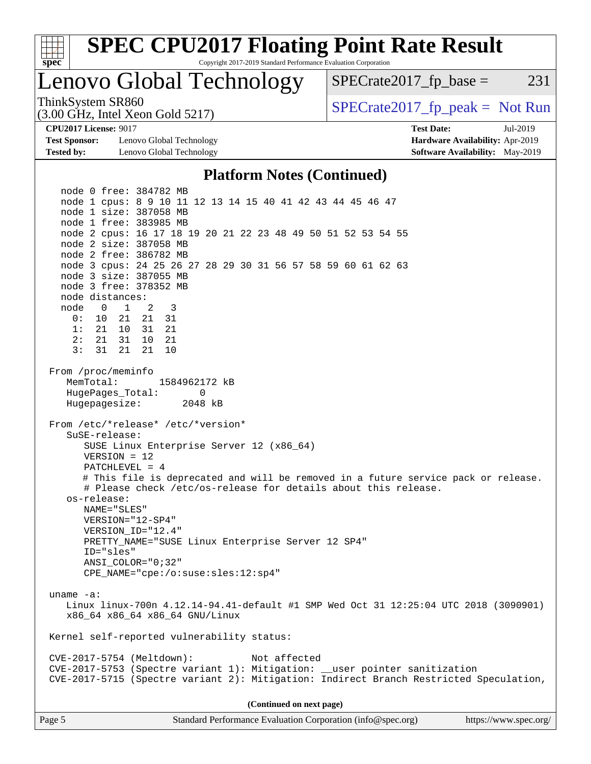## Platform Notes (Continued)

```
   node 0 free: 384782 MB
   node 1 cpus: 8 9 10 11 12 13 14 15 40 41 42 43 44 45 46 47
   node 1 size: 387058 MB
   node 1 free: 383985 MB
   node 2 cpus: 16 17 18 19 20 21 22 23 48 49 50 51 52 53 54 55
   node 2 size: 387058 MB
   node 2 free: 386782 MB
   node 3 cpus: 24 25 26 27 28 29 30 31 56 57 58 59 60 61 62 63
   node 3 size: 387055 MB
   node 3 free: 378352 MB
   node distances:
   node   0   1   2   3
     0:  10  21  21  31
     1:  21  10  31  21
     2:  21  31  10  21
     3:  31  21  21  10

 From /proc/meminfo
    MemTotal:       1584962172 kB
    HugePages_Total:       0
    Hugepagesize:       2048 kB

 From /etc/*release* /etc/*version*
    SuSE-release:
       SUSE Linux Enterprise Server 12 (x86_64)
       VERSION = 12
       PATCHLEVEL = 4
       # This file is deprecated and will be removed in a future service pack or release.
       # Please check /etc/os-release for details about this release.
    os-release:
       NAME="SLES"
       VERSION="12-SP4"
       VERSION_ID="12.4"
       PRETTY_NAME="SUSE Linux Enterprise Server 12 SP4"
       ID="sles"
       ANSI_COLOR="0;32"
       CPE_NAME="cpe:/o:suse:sles:12:sp4"

 uname -a:
    Linux linux-700n 4.12.14-94.41-default #1 SMP Wed Oct 31 12:25:04 UTC 2018 (3090901)
    x86_64 x86_64 x86_64 GNU/Linux

 Kernel self-reported vulnerability status:

 CVE-2017-5754 (Meltdown):          Not affected
 CVE-2017-5753 (Spectre variant 1): Mitigation: __user pointer sanitization
 CVE-2017-5715 (Spectre variant 2): Mitigation: Indirect Branch Restricted Speculation,
```

**(Continued on next page)**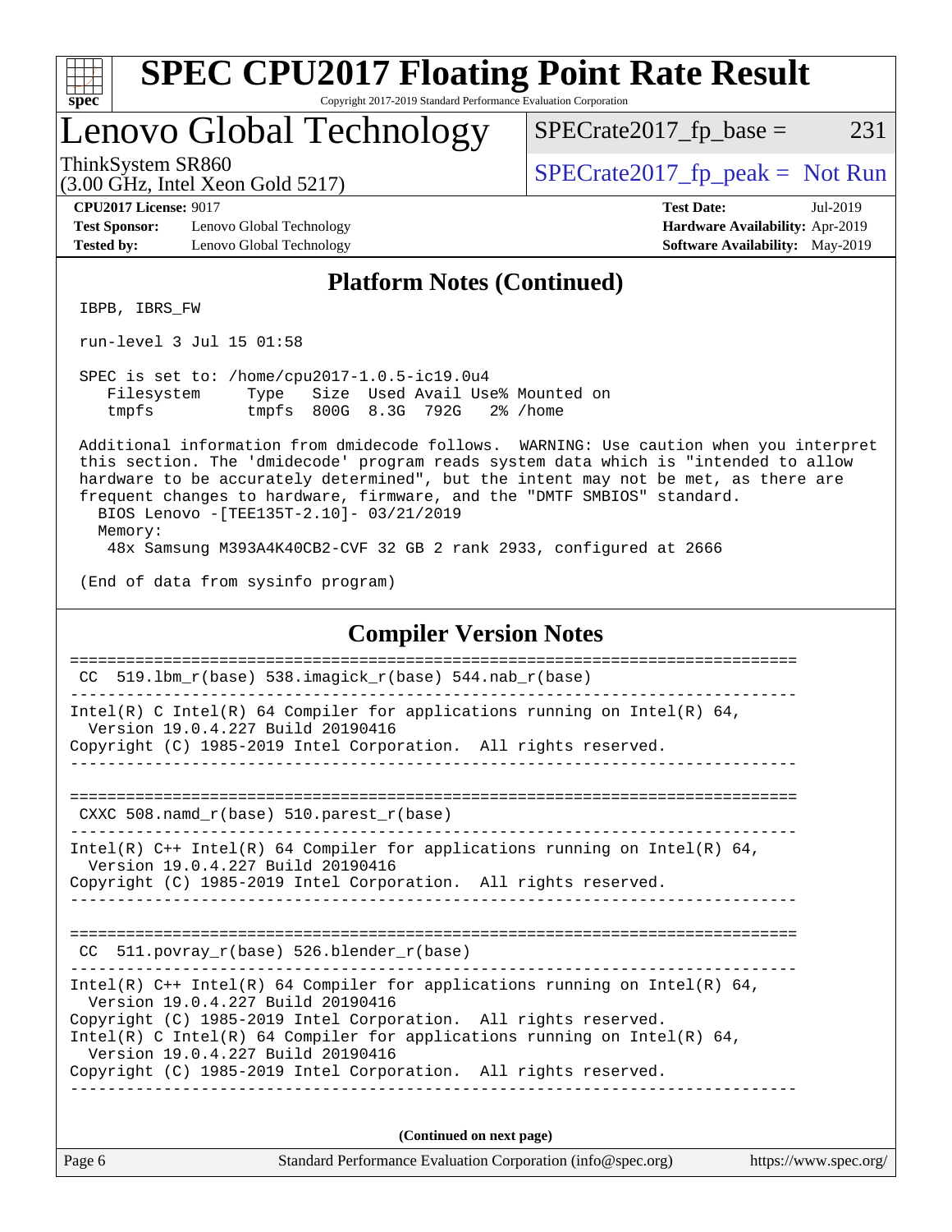## Platform Notes (Continued)

```
 IBPB, IBRS_FW

 run-level 3 Jul 15 01:58

 SPEC is set to: /home/cpu2017-1.0.5-ic19.0u4
    Filesystem     Type   Size  Used Avail Use% Mounted on
    tmpfs          tmpfs  800G  8.3G  792G   2% /home

 Additional information from dmidecode follows.  WARNING: Use caution when you interpret
 this section. The 'dmidecode' program reads system data which is "intended to allow
 hardware to be accurately determined", but the intent may not be met, as there are
 frequent changes to hardware, firmware, and the "DMTF SMBIOS" standard.
   BIOS Lenovo -[TEE135T-2.10]- 03/21/2019
   Memory:
     48x Samsung M393A4K40CB2-CVF 32 GB 2 rank 2933, configured at 2666

 (End of data from sysinfo program)
```

## Compiler Version Notes

```
==============================================================================
 CC  519.lbm_r(base) 538.imagick_r(base) 544.nab_r(base)
------------------------------------------------------------------------------
Intel(R) C Intel(R) 64 Compiler for applications running on Intel(R) 64,
  Version 19.0.4.227 Build 20190416
Copyright (C) 1985-2019 Intel Corporation.  All rights reserved.
------------------------------------------------------------------------------

==============================================================================
 CXXC 508.namd_r(base) 510.parest_r(base)
------------------------------------------------------------------------------
Intel(R) C++ Intel(R) 64 Compiler for applications running on Intel(R) 64,
  Version 19.0.4.227 Build 20190416
Copyright (C) 1985-2019 Intel Corporation.  All rights reserved.
------------------------------------------------------------------------------

==============================================================================
 CC  511.povray_r(base) 526.blender_r(base)
------------------------------------------------------------------------------
Intel(R) C++ Intel(R) 64 Compiler for applications running on Intel(R) 64,
  Version 19.0.4.227 Build 20190416
Copyright (C) 1985-2019 Intel Corporation.  All rights reserved.
Intel(R) C Intel(R) 64 Compiler for applications running on Intel(R) 64,
  Version 19.0.4.227 Build 20190416
Copyright (C) 1985-2019 Intel Corporation.  All rights reserved.
------------------------------------------------------------------------------
```

**(Continued on next page)**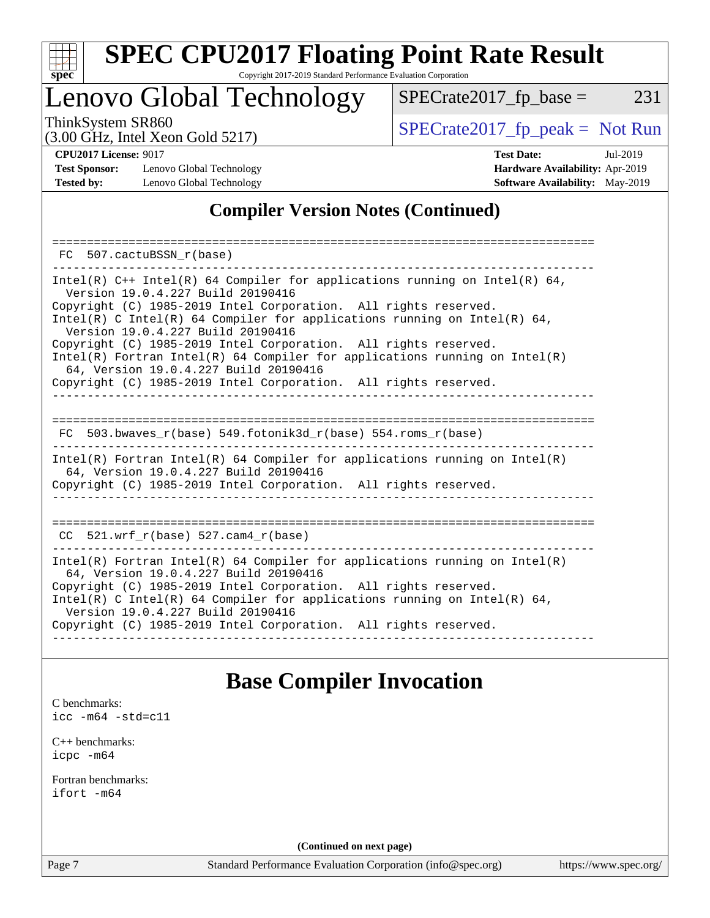# Compiler Version Notes (Continued)

```
==============================================================================
 FC  507.cactuBSSN_r(base)
------------------------------------------------------------------------------
Intel(R) C++ Intel(R) 64 Compiler for applications running on Intel(R) 64,
  Version 19.0.4.227 Build 20190416
Copyright (C) 1985-2019 Intel Corporation.  All rights reserved.
Intel(R) C Intel(R) 64 Compiler for applications running on Intel(R) 64,
  Version 19.0.4.227 Build 20190416
Copyright (C) 1985-2019 Intel Corporation.  All rights reserved.
Intel(R) Fortran Intel(R) 64 Compiler for applications running on Intel(R)
  64, Version 19.0.4.227 Build 20190416
Copyright (C) 1985-2019 Intel Corporation.  All rights reserved.
------------------------------------------------------------------------------

==============================================================================
 FC  503.bwaves_r(base) 549.fotonik3d_r(base) 554.roms_r(base)
------------------------------------------------------------------------------
Intel(R) Fortran Intel(R) 64 Compiler for applications running on Intel(R)
  64, Version 19.0.4.227 Build 20190416
Copyright (C) 1985-2019 Intel Corporation.  All rights reserved.
------------------------------------------------------------------------------

==============================================================================
 CC  521.wrf_r(base) 527.cam4_r(base)
------------------------------------------------------------------------------
Intel(R) Fortran Intel(R) 64 Compiler for applications running on Intel(R)
  64, Version 19.0.4.227 Build 20190416
Copyright (C) 1985-2019 Intel Corporation.  All rights reserved.
Intel(R) C Intel(R) 64 Compiler for applications running on Intel(R) 64,
  Version 19.0.4.227 Build 20190416
Copyright (C) 1985-2019 Intel Corporation.  All rights reserved.
------------------------------------------------------------------------------
```

# Base Compiler Invocation

C benchmarks:
`icc -m64 -std=c11`

C++ benchmarks:
`icpc -m64`

Fortran benchmarks:
`ifort -m64`

**(Continued on next page)**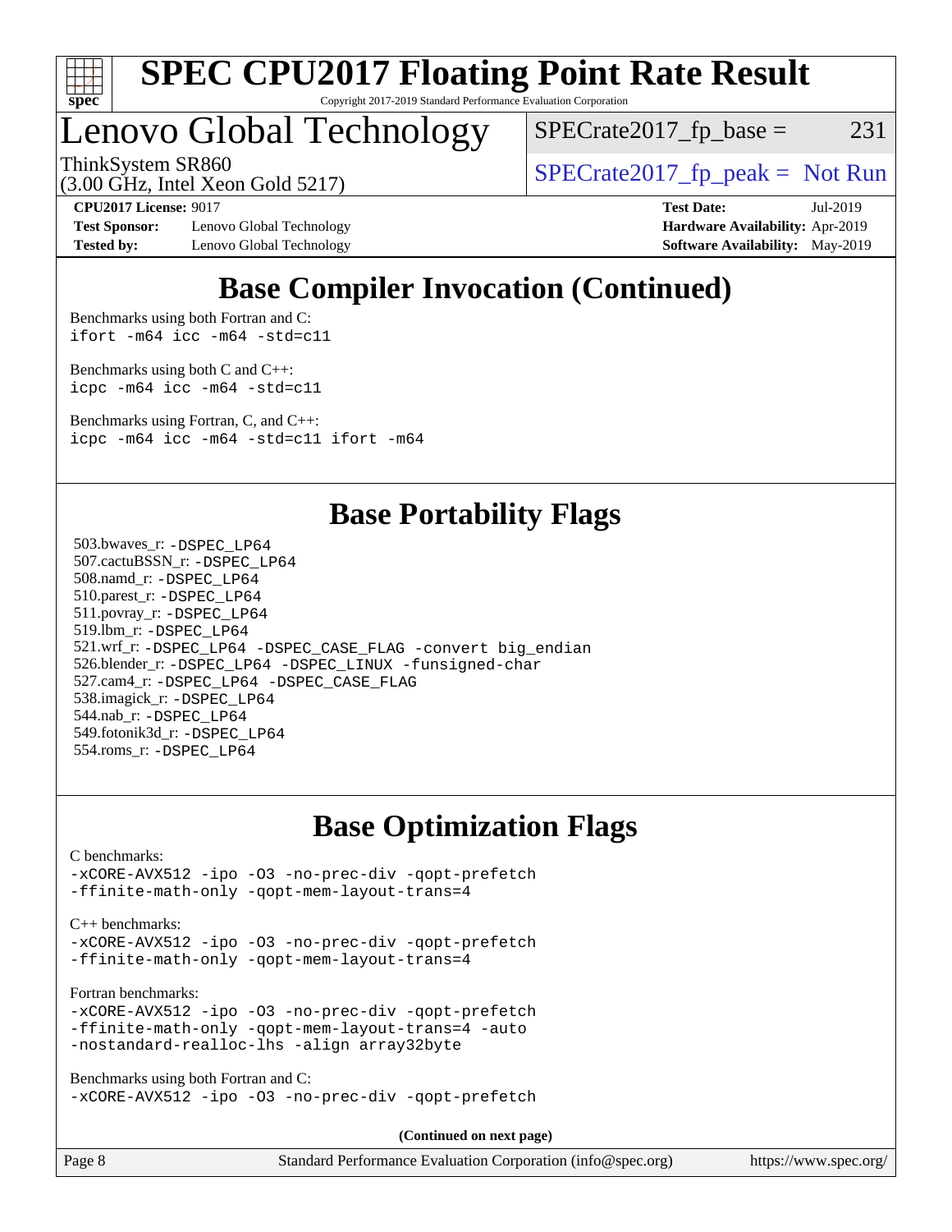# Base Compiler Invocation (Continued)

Benchmarks using both Fortran and C:
```
ifort -m64 icc -m64 -std=c11
```

Benchmarks using both C and C++:
```
icpc -m64 icc -m64 -std=c11
```

Benchmarks using Fortran, C, and C++:
```
icpc -m64 icc -m64 -std=c11 ifort -m64
```

# Base Portability Flags

503.bwaves_r: -DSPEC_LP64
507.cactuBSSN_r: -DSPEC_LP64
508.namd_r: -DSPEC_LP64
510.parest_r: -DSPEC_LP64
511.povray_r: -DSPEC_LP64
519.lbm_r: -DSPEC_LP64
521.wrf_r: -DSPEC_LP64 -DSPEC_CASE_FLAG -convert big_endian
526.blender_r: -DSPEC_LP64 -DSPEC_LINUX -funsigned-char
527.cam4_r: -DSPEC_LP64 -DSPEC_CASE_FLAG
538.imagick_r: -DSPEC_LP64
544.nab_r: -DSPEC_LP64
549.fotonik3d_r: -DSPEC_LP64
554.roms_r: -DSPEC_LP64

# Base Optimization Flags

C benchmarks:
```
-xCORE-AVX512 -ipo -O3 -no-prec-div -qopt-prefetch
-ffinite-math-only -qopt-mem-layout-trans=4
```

C++ benchmarks:
```
-xCORE-AVX512 -ipo -O3 -no-prec-div -qopt-prefetch
-ffinite-math-only -qopt-mem-layout-trans=4
```

Fortran benchmarks:
```
-xCORE-AVX512 -ipo -O3 -no-prec-div -qopt-prefetch
-ffinite-math-only -qopt-mem-layout-trans=4 -auto
-nostandard-realloc-lhs -align array32byte
```

Benchmarks using both Fortran and C:
```
-xCORE-AVX512 -ipo -O3 -no-prec-div -qopt-prefetch
```

**(Continued on next page)**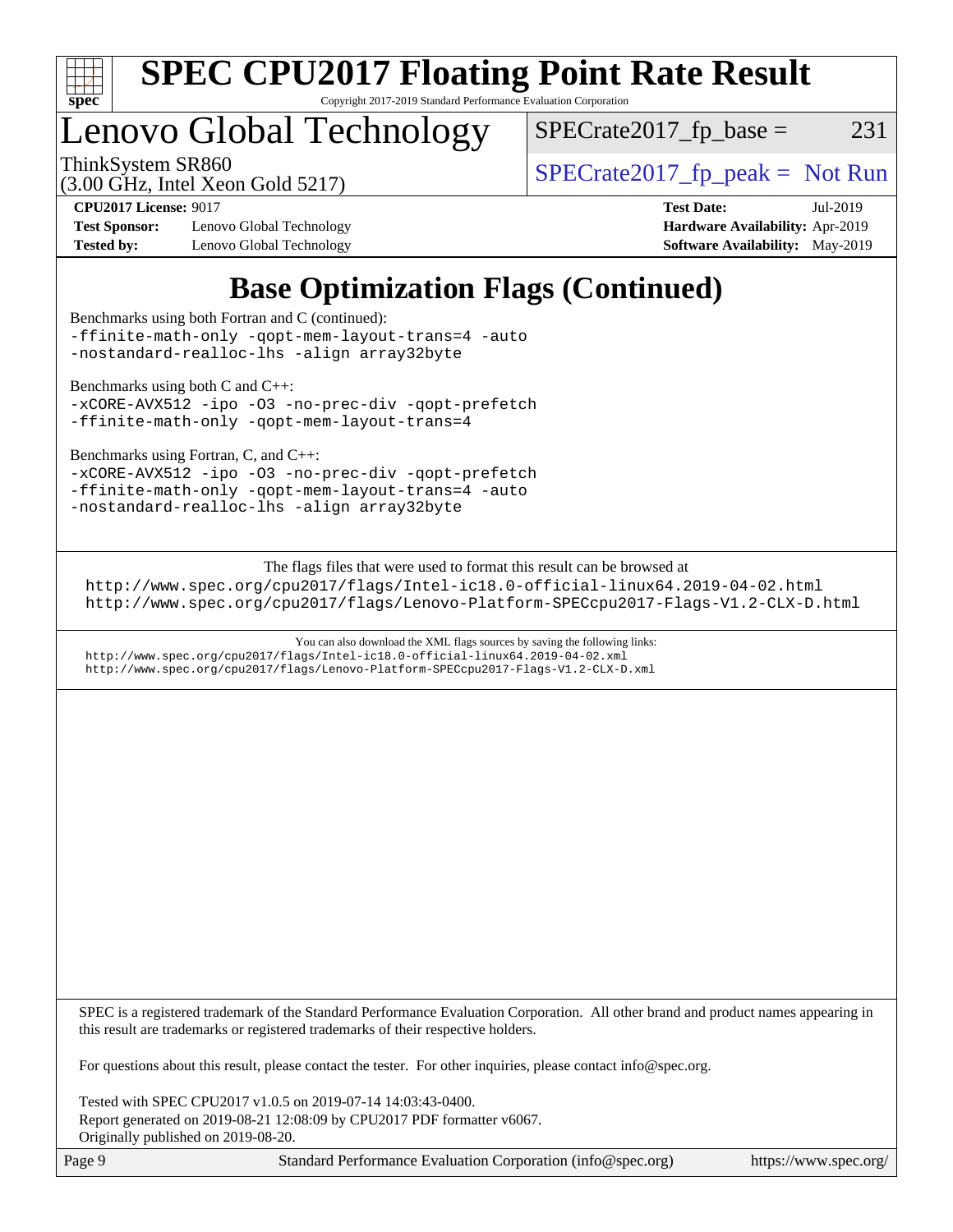# SPEC CPU2017 Floating Point Rate Result

Copyright 2017-2019 Standard Performance Evaluation Corporation

# Lenovo Global Technology

ThinkSystem SR860
(3.00 GHz, Intel Xeon Gold 5217)

SPECrate2017_fp_base = 231

SPECrate2017_fp_peak = Not Run

**CPU2017 License:** 9017
**Test Sponsor:** Lenovo Global Technology
**Tested by:** Lenovo Global Technology

**Test Date:** Jul-2019
**Hardware Availability:** Apr-2019
**Software Availability:** May-2019

## Base Optimization Flags (Continued)

Benchmarks using both Fortran and C (continued):
```
-ffinite-math-only -qopt-mem-layout-trans=4 -auto
-nostandard-realloc-lhs -align array32byte
```

Benchmarks using both C and C++:
```
-xCORE-AVX512 -ipo -O3 -no-prec-div -qopt-prefetch
-ffinite-math-only -qopt-mem-layout-trans=4
```

Benchmarks using Fortran, C, and C++:
```
-xCORE-AVX512 -ipo -O3 -no-prec-div -qopt-prefetch
-ffinite-math-only -qopt-mem-layout-trans=4 -auto
-nostandard-realloc-lhs -align array32byte
```

The flags files that were used to format this result can be browsed at
http://www.spec.org/cpu2017/flags/Intel-ic18.0-official-linux64.2019-04-02.html
http://www.spec.org/cpu2017/flags/Lenovo-Platform-SPECcpu2017-Flags-V1.2-CLX-D.html

You can also download the XML flags sources by saving the following links:
http://www.spec.org/cpu2017/flags/Intel-ic18.0-official-linux64.2019-04-02.xml
http://www.spec.org/cpu2017/flags/Lenovo-Platform-SPECcpu2017-Flags-V1.2-CLX-D.xml

SPEC is a registered trademark of the Standard Performance Evaluation Corporation. All other brand and product names appearing in this result are trademarks or registered trademarks of their respective holders.

For questions about this result, please contact the tester. For other inquiries, please contact info@spec.org.

Tested with SPEC CPU2017 v1.0.5 on 2019-07-14 14:03:43-0400.
Report generated on 2019-08-21 12:08:09 by CPU2017 PDF formatter v6067.
Originally published on 2019-08-20.